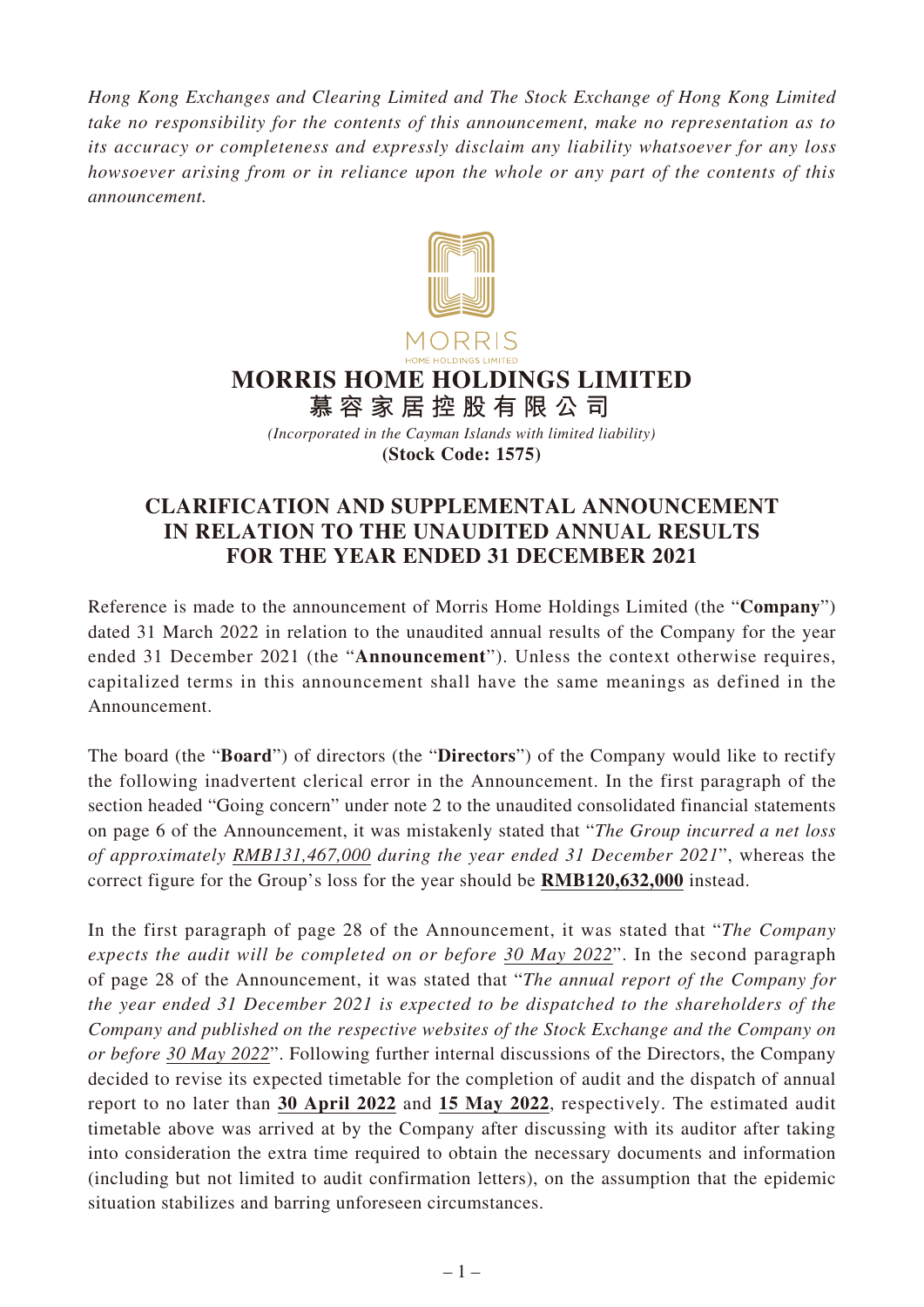*Hong Kong Exchanges and Clearing Limited and The Stock Exchange of Hong Kong Limited take no responsibility for the contents of this announcement, make no representation as to its accuracy or completeness and expressly disclaim any liability whatsoever for any loss howsoever arising from or in reliance upon the whole or any part of the contents of this announcement.*

MORRIS
HOME HOLDINGS LIMITED

# MORRIS HOME HOLDINGS LIMITED

# 慕容家居控股有限公司

*(Incorporated in the Cayman Islands with limited liability)*

**(Stock Code: 1575)**

## CLARIFICATION AND SUPPLEMENTAL ANNOUNCEMENT IN RELATION TO THE UNAUDITED ANNUAL RESULTS FOR THE YEAR ENDED 31 DECEMBER 2021

Reference is made to the announcement of Morris Home Holdings Limited (the "**Company**") dated 31 March 2022 in relation to the unaudited annual results of the Company for the year ended 31 December 2021 (the "**Announcement**"). Unless the context otherwise requires, capitalized terms in this announcement shall have the same meanings as defined in the Announcement.

The board (the "**Board**") of directors (the "**Directors**") of the Company would like to rectify the following inadvertent clerical error in the Announcement. In the first paragraph of the section headed "Going concern" under note 2 to the unaudited consolidated financial statements on page 6 of the Announcement, it was mistakenly stated that "*The Group incurred a net loss of approximately <u>RMB131,467,000</u> during the year ended 31 December 2021*", whereas the correct figure for the Group's loss for the year should be **<u>RMB120,632,000</u>** instead.

In the first paragraph of page 28 of the Announcement, it was stated that "*The Company expects the audit will be completed on or before <u>30 May 2022</u>*". In the second paragraph of page 28 of the Announcement, it was stated that "*The annual report of the Company for the year ended 31 December 2021 is expected to be dispatched to the shareholders of the Company and published on the respective websites of the Stock Exchange and the Company on or before <u>30 May 2022</u>*". Following further internal discussions of the Directors, the Company decided to revise its expected timetable for the completion of audit and the dispatch of annual report to no later than **<u>30 April 2022</u>** and **<u>15 May 2022</u>**, respectively. The estimated audit timetable above was arrived at by the Company after discussing with its auditor after taking into consideration the extra time required to obtain the necessary documents and information (including but not limited to audit confirmation letters), on the assumption that the epidemic situation stabilizes and barring unforeseen circumstances.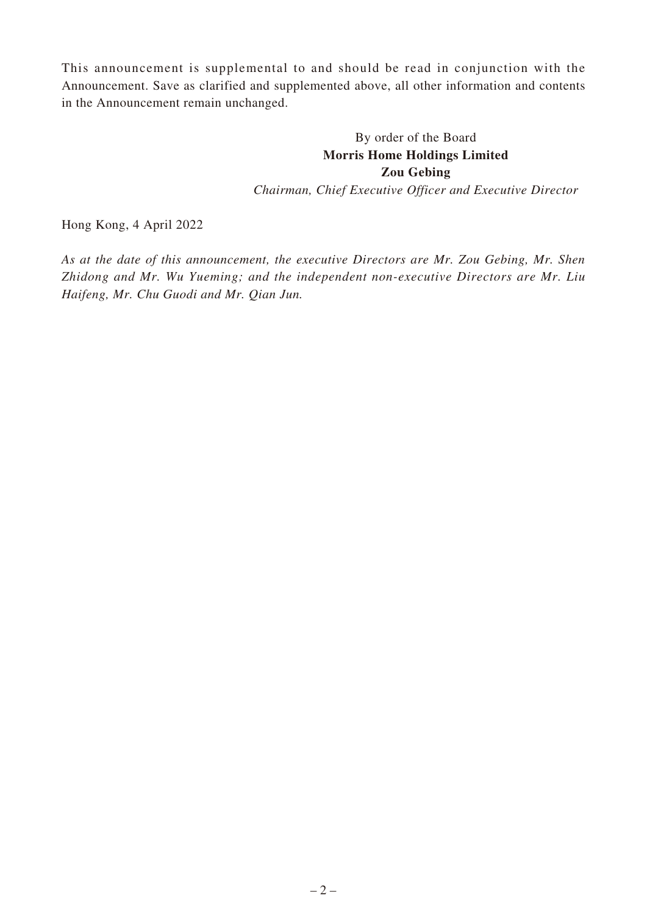This announcement is supplemental to and should be read in conjunction with the Announcement. Save as clarified and supplemented above, all other information and contents in the Announcement remain unchanged.

By order of the Board
**Morris Home Holdings Limited**
**Zou Gebing**
*Chairman, Chief Executive Officer and Executive Director*

Hong Kong, 4 April 2022

*As at the date of this announcement, the executive Directors are Mr. Zou Gebing, Mr. Shen Zhidong and Mr. Wu Yueming; and the independent non-executive Directors are Mr. Liu Haifeng, Mr. Chu Guodi and Mr. Qian Jun.*